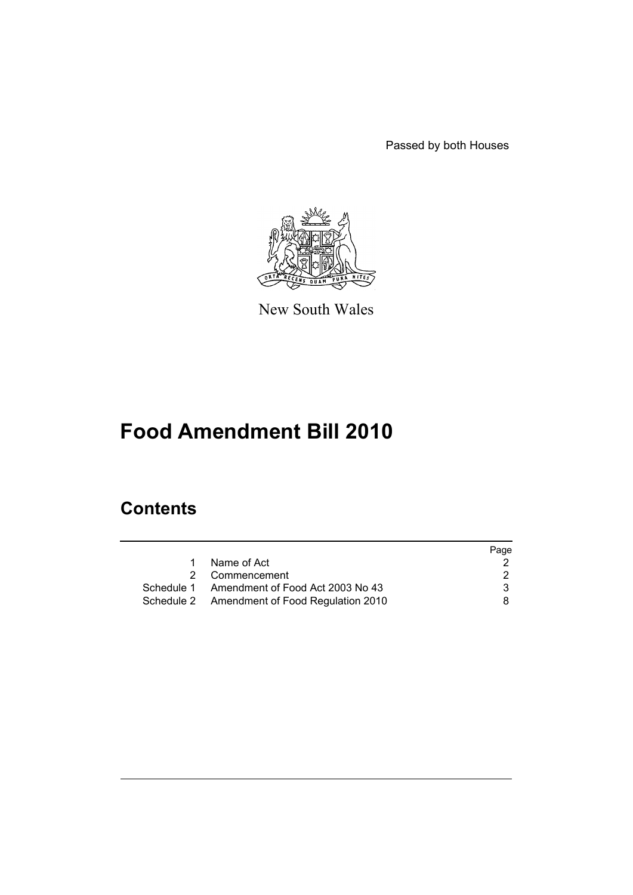Passed by both Houses

New South Wales

# Food Amendment Bill 2010

## Contents

| | | Page |
|---|---|---|
| 1 | Name of Act | 2 |
| 2 | Commencement | 2 |
| Schedule 1 | Amendment of Food Act 2003 No 43 | 3 |
| Schedule 2 | Amendment of Food Regulation 2010 | 8 |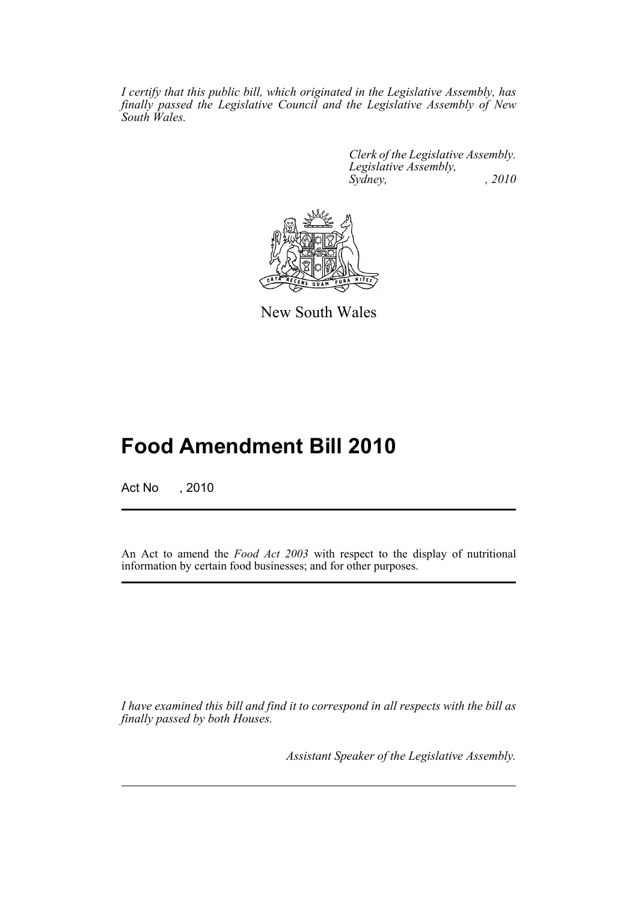*I certify that this public bill, which originated in the Legislative Assembly, has finally passed the Legislative Council and the Legislative Assembly of New South Wales.*

*Clerk of the Legislative Assembly.*
*Legislative Assembly,*
*Sydney, , 2010*

New South Wales

# Food Amendment Bill 2010

Act No , 2010

An Act to amend the *Food Act 2003* with respect to the display of nutritional information by certain food businesses; and for other purposes.

*I have examined this bill and find it to correspond in all respects with the bill as finally passed by both Houses.*

*Assistant Speaker of the Legislative Assembly.*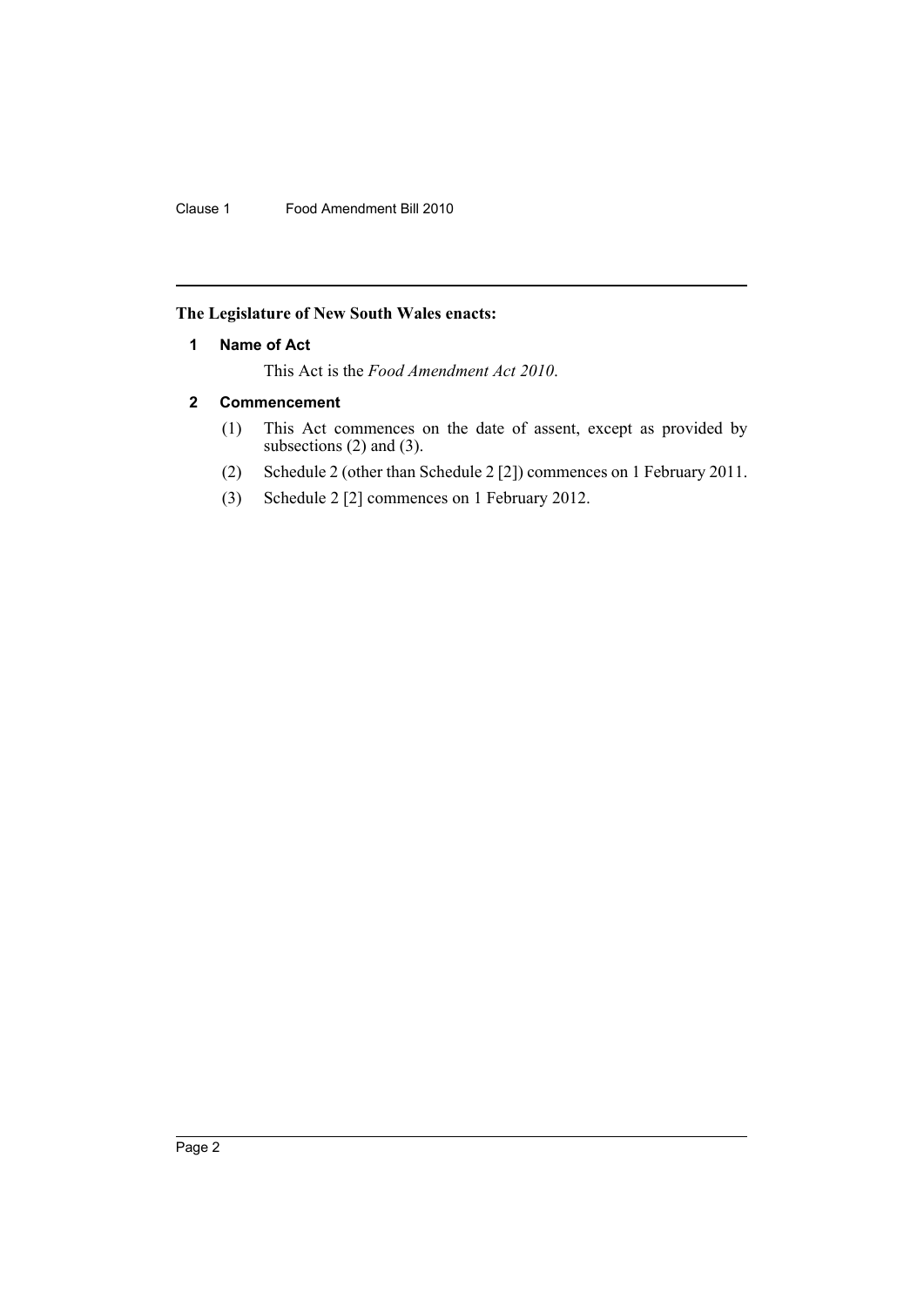**The Legislature of New South Wales enacts:**

## 1 Name of Act

This Act is the *Food Amendment Act 2010*.

## 2 Commencement

(1) This Act commences on the date of assent, except as provided by subsections (2) and (3).

(2) Schedule 2 (other than Schedule 2 [2]) commences on 1 February 2011.

(3) Schedule 2 [2] commences on 1 February 2012.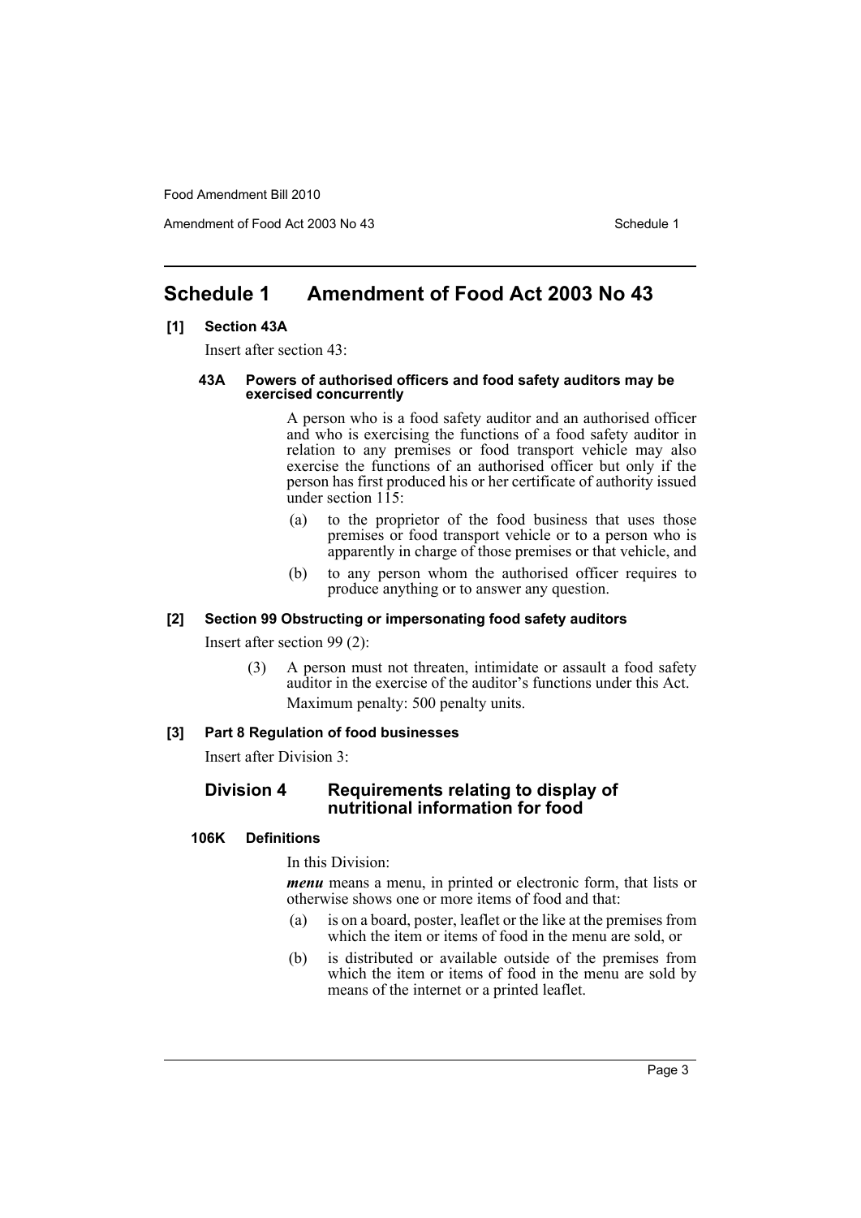# Schedule 1 Amendment of Food Act 2003 No 43

**[1] Section 43A**

Insert after section 43:

#### 43A Powers of authorised officers and food safety auditors may be exercised concurrently

A person who is a food safety auditor and an authorised officer and who is exercising the functions of a food safety auditor in relation to any premises or food transport vehicle may also exercise the functions of an authorised officer but only if the person has first produced his or her certificate of authority issued under section 115:

- (a) to the proprietor of the food business that uses those premises or food transport vehicle or to a person who is apparently in charge of those premises or that vehicle, and
- (b) to any person whom the authorised officer requires to produce anything or to answer any question.

**[2] Section 99 Obstructing or impersonating food safety auditors**

Insert after section 99 (2):

(3) A person must not threaten, intimidate or assault a food safety auditor in the exercise of the auditor's functions under this Act.

Maximum penalty: 500 penalty units.

**[3] Part 8 Regulation of food businesses**

Insert after Division 3:

### Division 4 Requirements relating to display of nutritional information for food

#### 106K Definitions

In this Division:

***menu*** means a menu, in printed or electronic form, that lists or otherwise shows one or more items of food and that:

- (a) is on a board, poster, leaflet or the like at the premises from which the item or items of food in the menu are sold, or
- (b) is distributed or available outside of the premises from which the item or items of food in the menu are sold by means of the internet or a printed leaflet.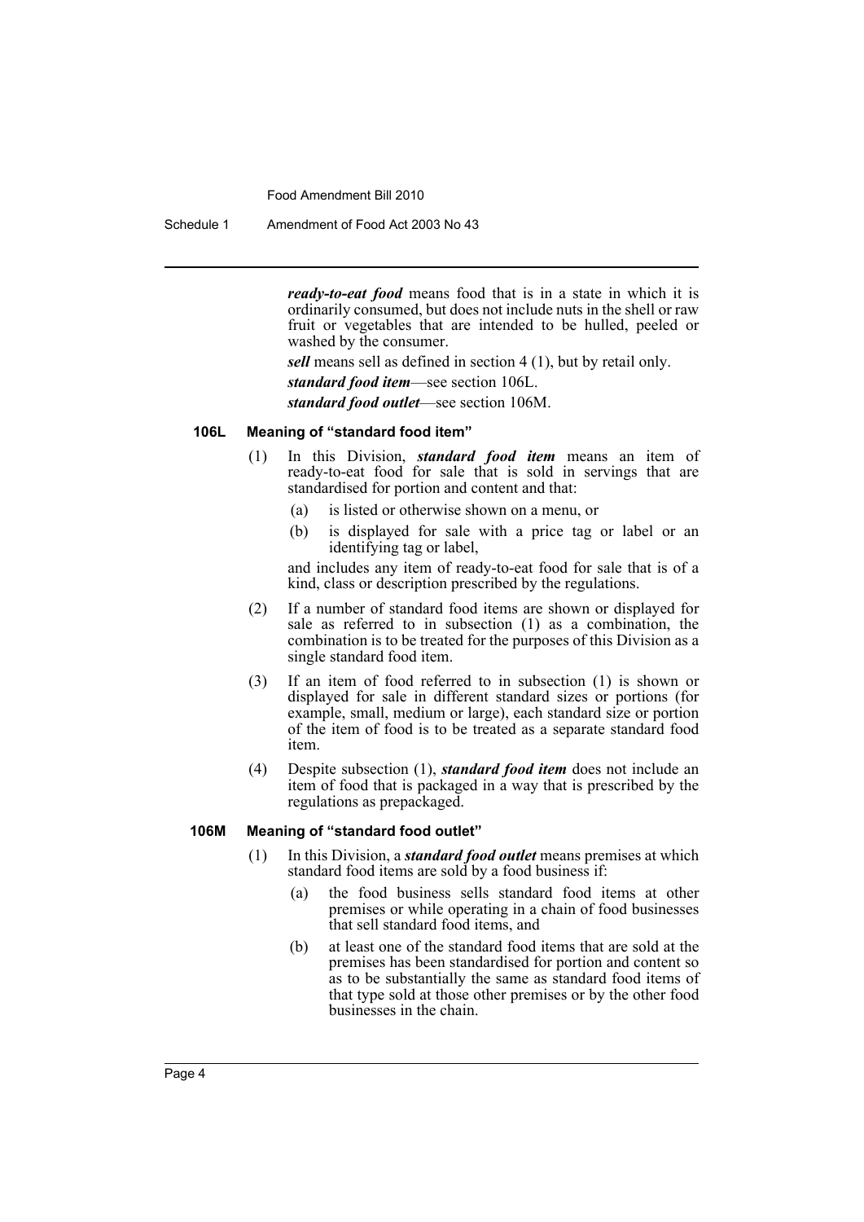***ready-to-eat food*** means food that is in a state in which it is ordinarily consumed, but does not include nuts in the shell or raw fruit or vegetables that are intended to be hulled, peeled or washed by the consumer.

***sell*** means sell as defined in section 4 (1), but by retail only.

***standard food item***—see section 106L.

***standard food outlet***—see section 106M.

#### 106L Meaning of "standard food item"

(1) In this Division, ***standard food item*** means an item of ready-to-eat food for sale that is sold in servings that are standardised for portion and content and that:

- (a) is listed or otherwise shown on a menu, or
- (b) is displayed for sale with a price tag or label or an identifying tag or label,

and includes any item of ready-to-eat food for sale that is of a kind, class or description prescribed by the regulations.

(2) If a number of standard food items are shown or displayed for sale as referred to in subsection (1) as a combination, the combination is to be treated for the purposes of this Division as a single standard food item.

(3) If an item of food referred to in subsection (1) is shown or displayed for sale in different standard sizes or portions (for example, small, medium or large), each standard size or portion of the item of food is to be treated as a separate standard food item.

(4) Despite subsection (1), ***standard food item*** does not include an item of food that is packaged in a way that is prescribed by the regulations as prepackaged.

#### 106M Meaning of "standard food outlet"

(1) In this Division, a ***standard food outlet*** means premises at which standard food items are sold by a food business if:

- (a) the food business sells standard food items at other premises or while operating in a chain of food businesses that sell standard food items, and
- (b) at least one of the standard food items that are sold at the premises has been standardised for portion and content so as to be substantially the same as standard food items of that type sold at those other premises or by the other food businesses in the chain.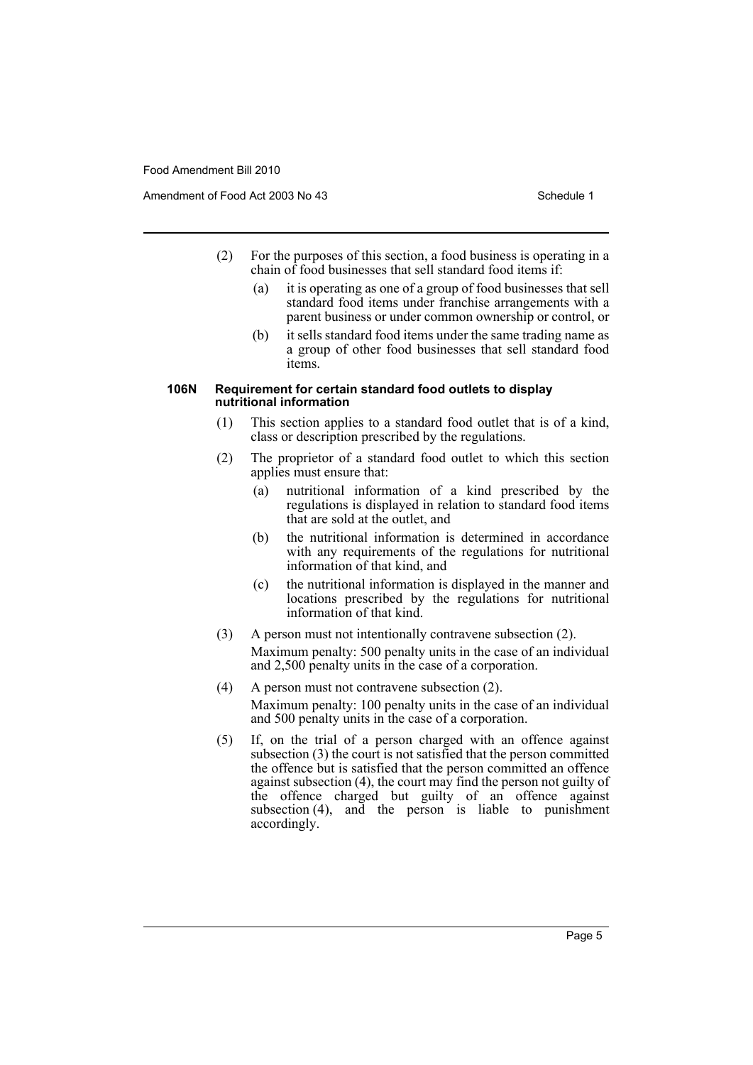(2) For the purposes of this section, a food business is operating in a chain of food businesses that sell standard food items if:

(a) it is operating as one of a group of food businesses that sell standard food items under franchise arrangements with a parent business or under common ownership or control, or

(b) it sells standard food items under the same trading name as a group of other food businesses that sell standard food items.

#### 106N Requirement for certain standard food outlets to display nutritional information

(1) This section applies to a standard food outlet that is of a kind, class or description prescribed by the regulations.

(2) The proprietor of a standard food outlet to which this section applies must ensure that:

(a) nutritional information of a kind prescribed by the regulations is displayed in relation to standard food items that are sold at the outlet, and

(b) the nutritional information is determined in accordance with any requirements of the regulations for nutritional information of that kind, and

(c) the nutritional information is displayed in the manner and locations prescribed by the regulations for nutritional information of that kind.

(3) A person must not intentionally contravene subsection (2).

Maximum penalty: 500 penalty units in the case of an individual and 2,500 penalty units in the case of a corporation.

(4) A person must not contravene subsection (2).

Maximum penalty: 100 penalty units in the case of an individual and 500 penalty units in the case of a corporation.

(5) If, on the trial of a person charged with an offence against subsection (3) the court is not satisfied that the person committed the offence but is satisfied that the person committed an offence against subsection (4), the court may find the person not guilty of the offence charged but guilty of an offence against subsection (4), and the person is liable to punishment accordingly.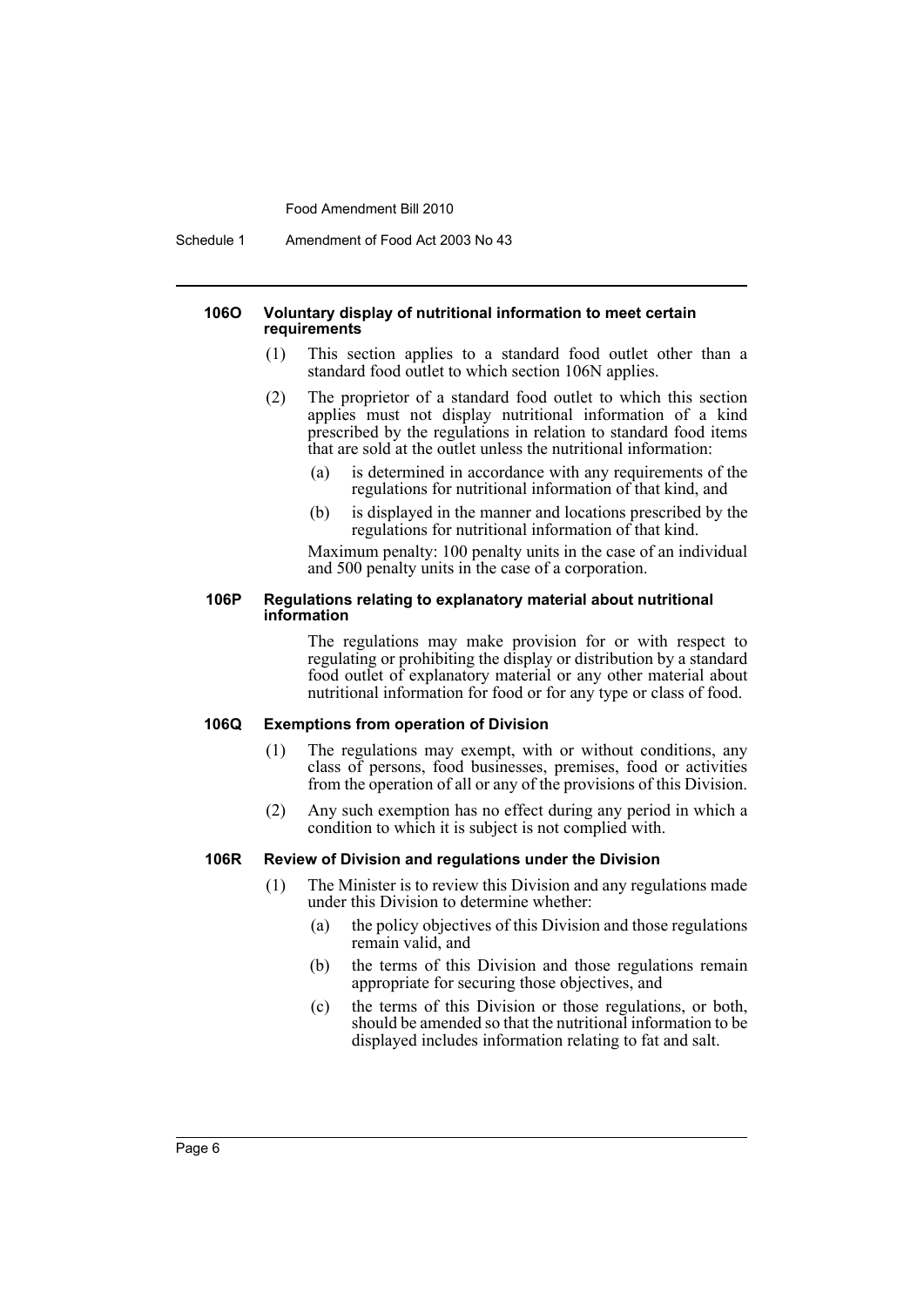#### 106O Voluntary display of nutritional information to meet certain requirements

(1) This section applies to a standard food outlet other than a standard food outlet to which section 106N applies.

(2) The proprietor of a standard food outlet to which this section applies must not display nutritional information of a kind prescribed by the regulations in relation to standard food items that are sold at the outlet unless the nutritional information:

- (a) is determined in accordance with any requirements of the regulations for nutritional information of that kind, and
- (b) is displayed in the manner and locations prescribed by the regulations for nutritional information of that kind.

Maximum penalty: 100 penalty units in the case of an individual and 500 penalty units in the case of a corporation.

#### 106P Regulations relating to explanatory material about nutritional information

The regulations may make provision for or with respect to regulating or prohibiting the display or distribution by a standard food outlet of explanatory material or any other material about nutritional information for food or for any type or class of food.

#### 106Q Exemptions from operation of Division

(1) The regulations may exempt, with or without conditions, any class of persons, food businesses, premises, food or activities from the operation of all or any of the provisions of this Division.

(2) Any such exemption has no effect during any period in which a condition to which it is subject is not complied with.

#### 106R Review of Division and regulations under the Division

(1) The Minister is to review this Division and any regulations made under this Division to determine whether:

- (a) the policy objectives of this Division and those regulations remain valid, and
- (b) the terms of this Division and those regulations remain appropriate for securing those objectives, and
- (c) the terms of this Division or those regulations, or both, should be amended so that the nutritional information to be displayed includes information relating to fat and salt.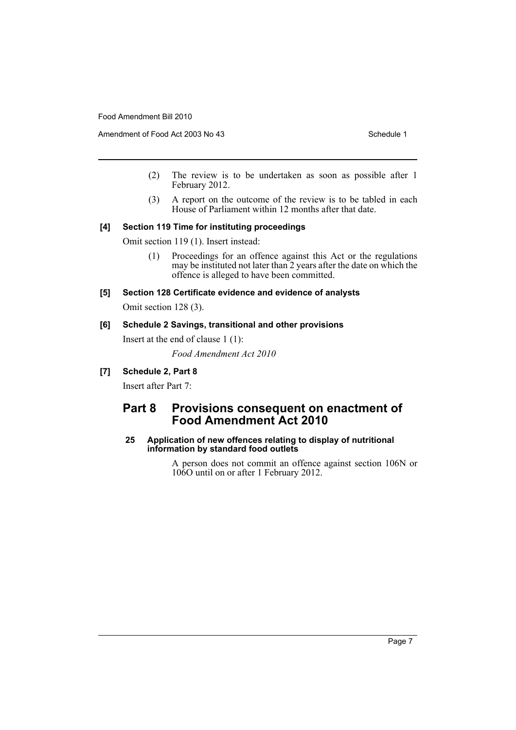(2) The review is to be undertaken as soon as possible after 1 February 2012.

(3) A report on the outcome of the review is to be tabled in each House of Parliament within 12 months after that date.

**[4] Section 119 Time for instituting proceedings**

Omit section 119 (1). Insert instead:

(1) Proceedings for an offence against this Act or the regulations may be instituted not later than 2 years after the date on which the offence is alleged to have been committed.

**[5] Section 128 Certificate evidence and evidence of analysts**

Omit section 128 (3).

**[6] Schedule 2 Savings, transitional and other provisions**

Insert at the end of clause 1 (1):

*Food Amendment Act 2010*

**[7] Schedule 2, Part 8**

Insert after Part 7:

## Part 8 Provisions consequent on enactment of Food Amendment Act 2010

**25 Application of new offences relating to display of nutritional information by standard food outlets**

A person does not commit an offence against section 106N or 106O until on or after 1 February 2012.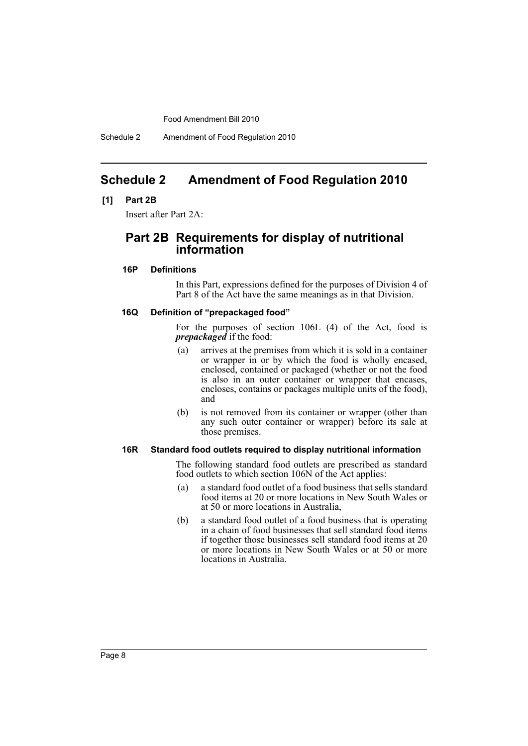# Schedule 2 Amendment of Food Regulation 2010

**[1] Part 2B**

Insert after Part 2A:

## Part 2B Requirements for display of nutritional information

### 16P Definitions

In this Part, expressions defined for the purposes of Division 4 of Part 8 of the Act have the same meanings as in that Division.

### 16Q Definition of "prepackaged food"

For the purposes of section 106L (4) of the Act, food is ***prepackaged*** if the food:

(a) arrives at the premises from which it is sold in a container or wrapper in or by which the food is wholly encased, enclosed, contained or packaged (whether or not the food is also in an outer container or wrapper that encases, encloses, contains or packages multiple units of the food), and

(b) is not removed from its container or wrapper (other than any such outer container or wrapper) before its sale at those premises.

### 16R Standard food outlets required to display nutritional information

The following standard food outlets are prescribed as standard food outlets to which section 106N of the Act applies:

(a) a standard food outlet of a food business that sells standard food items at 20 or more locations in New South Wales or at 50 or more locations in Australia,

(b) a standard food outlet of a food business that is operating in a chain of food businesses that sell standard food items if together those businesses sell standard food items at 20 or more locations in New South Wales or at 50 or more locations in Australia.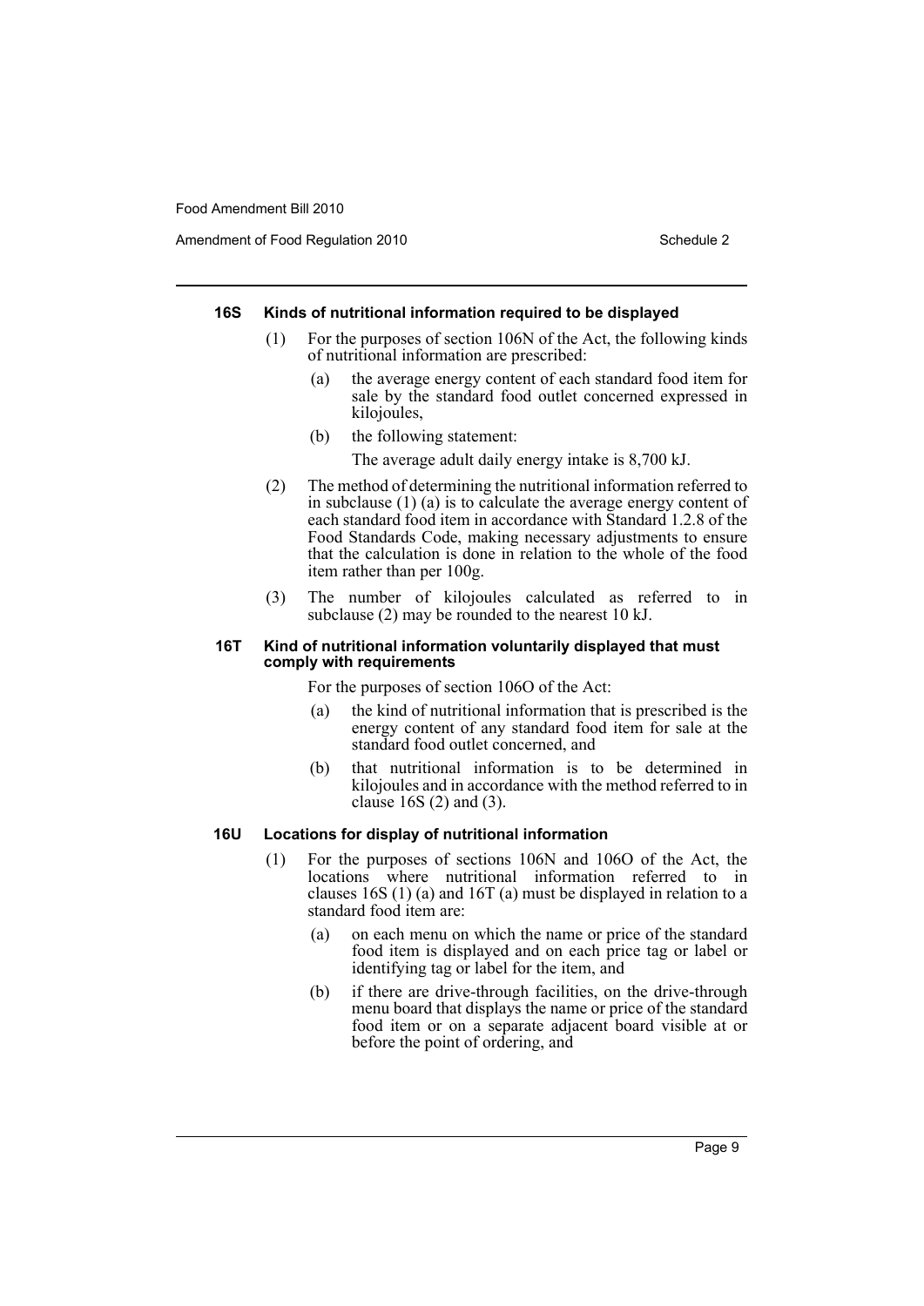#### 16S Kinds of nutritional information required to be displayed

(1) For the purposes of section 106N of the Act, the following kinds of nutritional information are prescribed:

(a) the average energy content of each standard food item for sale by the standard food outlet concerned expressed in kilojoules,

(b) the following statement:

The average adult daily energy intake is 8,700 kJ.

(2) The method of determining the nutritional information referred to in subclause (1) (a) is to calculate the average energy content of each standard food item in accordance with Standard 1.2.8 of the Food Standards Code, making necessary adjustments to ensure that the calculation is done in relation to the whole of the food item rather than per 100g.

(3) The number of kilojoules calculated as referred to in subclause (2) may be rounded to the nearest 10 kJ.

#### 16T Kind of nutritional information voluntarily displayed that must comply with requirements

For the purposes of section 106O of the Act:

(a) the kind of nutritional information that is prescribed is the energy content of any standard food item for sale at the standard food outlet concerned, and

(b) that nutritional information is to be determined in kilojoules and in accordance with the method referred to in clause 16S (2) and (3).

#### 16U Locations for display of nutritional information

(1) For the purposes of sections 106N and 106O of the Act, the locations where nutritional information referred to in clauses 16S (1) (a) and 16T (a) must be displayed in relation to a standard food item are:

(a) on each menu on which the name or price of the standard food item is displayed and on each price tag or label or identifying tag or label for the item, and

(b) if there are drive-through facilities, on the drive-through menu board that displays the name or price of the standard food item or on a separate adjacent board visible at or before the point of ordering, and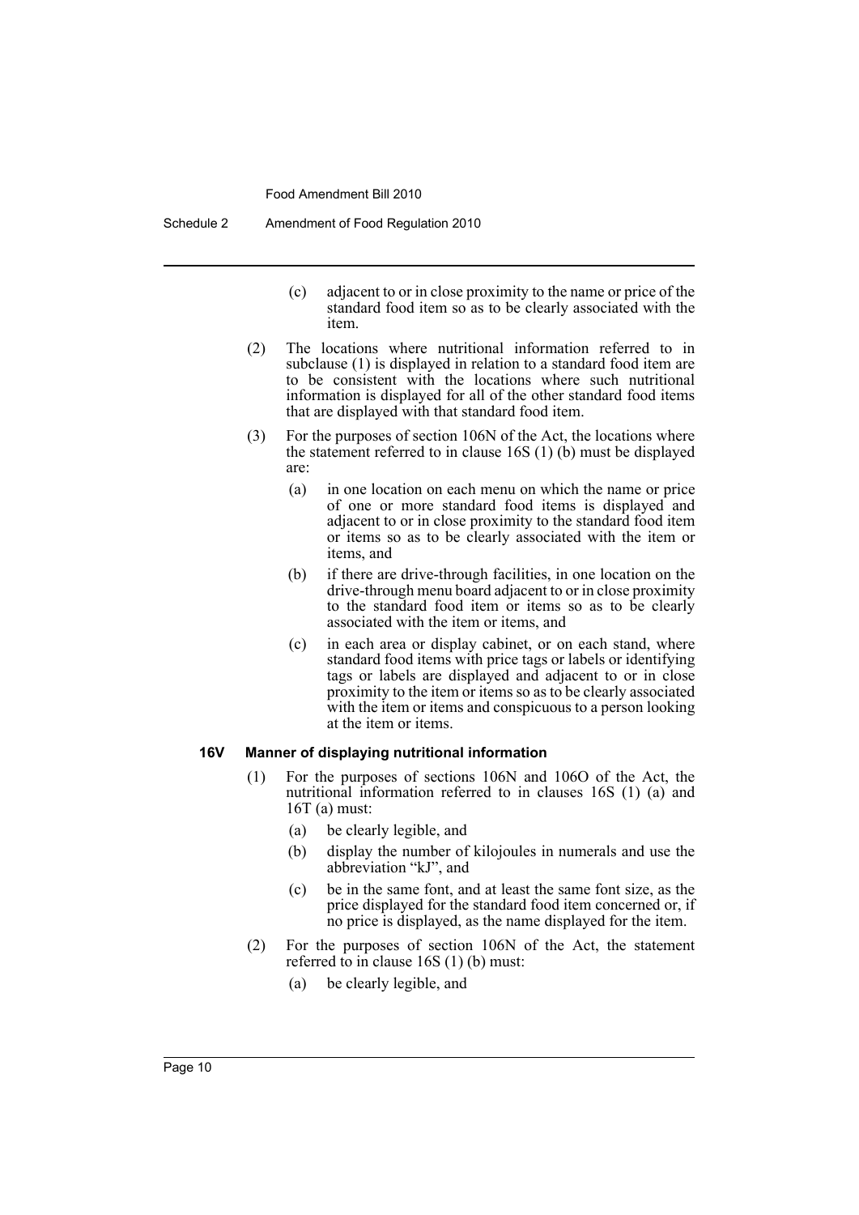(c) adjacent to or in close proximity to the name or price of the standard food item so as to be clearly associated with the item.

(2) The locations where nutritional information referred to in subclause (1) is displayed in relation to a standard food item are to be consistent with the locations where such nutritional information is displayed for all of the other standard food items that are displayed with that standard food item.

(3) For the purposes of section 106N of the Act, the locations where the statement referred to in clause 16S (1) (b) must be displayed are:

(a) in one location on each menu on which the name or price of one or more standard food items is displayed and adjacent to or in close proximity to the standard food item or items so as to be clearly associated with the item or items, and

(b) if there are drive-through facilities, in one location on the drive-through menu board adjacent to or in close proximity to the standard food item or items so as to be clearly associated with the item or items, and

(c) in each area or display cabinet, or on each stand, where standard food items with price tags or labels or identifying tags or labels are displayed and adjacent to or in close proximity to the item or items so as to be clearly associated with the item or items and conspicuous to a person looking at the item or items.

### 16V Manner of displaying nutritional information

(1) For the purposes of sections 106N and 106O of the Act, the nutritional information referred to in clauses 16S (1) (a) and 16T (a) must:

(a) be clearly legible, and

(b) display the number of kilojoules in numerals and use the abbreviation "kJ", and

(c) be in the same font, and at least the same font size, as the price displayed for the standard food item concerned or, if no price is displayed, as the name displayed for the item.

(2) For the purposes of section 106N of the Act, the statement referred to in clause 16S (1) (b) must:

(a) be clearly legible, and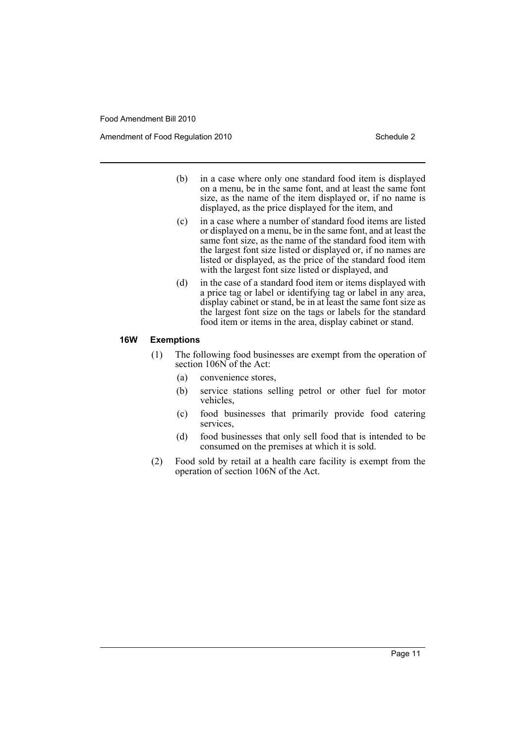(b) in a case where only one standard food item is displayed on a menu, be in the same font, and at least the same font size, as the name of the item displayed or, if no name is displayed, as the price displayed for the item, and

(c) in a case where a number of standard food items are listed or displayed on a menu, be in the same font, and at least the same font size, as the name of the standard food item with the largest font size listed or displayed or, if no names are listed or displayed, as the price of the standard food item with the largest font size listed or displayed, and

(d) in the case of a standard food item or items displayed with a price tag or label or identifying tag or label in any area, display cabinet or stand, be in at least the same font size as the largest font size on the tags or labels for the standard food item or items in the area, display cabinet or stand.

### 16W Exemptions

(1) The following food businesses are exempt from the operation of section 106N of the Act:

(a) convenience stores,

(b) service stations selling petrol or other fuel for motor vehicles,

(c) food businesses that primarily provide food catering services,

(d) food businesses that only sell food that is intended to be consumed on the premises at which it is sold.

(2) Food sold by retail at a health care facility is exempt from the operation of section 106N of the Act.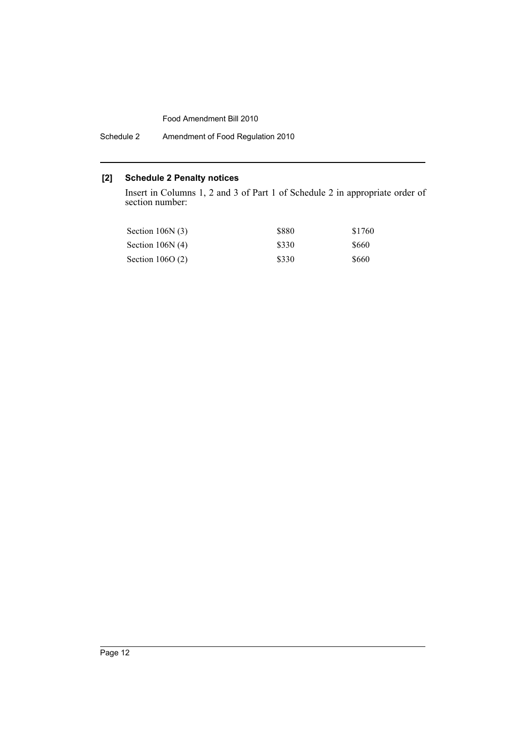## [2] Schedule 2 Penalty notices

Insert in Columns 1, 2 and 3 of Part 1 of Schedule 2 in appropriate order of section number:

| | | |
|---|---|---|
| Section 106N (3) | \$880 | \$1760 |
| Section 106N (4) | \$330 | \$660 |
| Section 106O (2) | \$330 | \$660 |